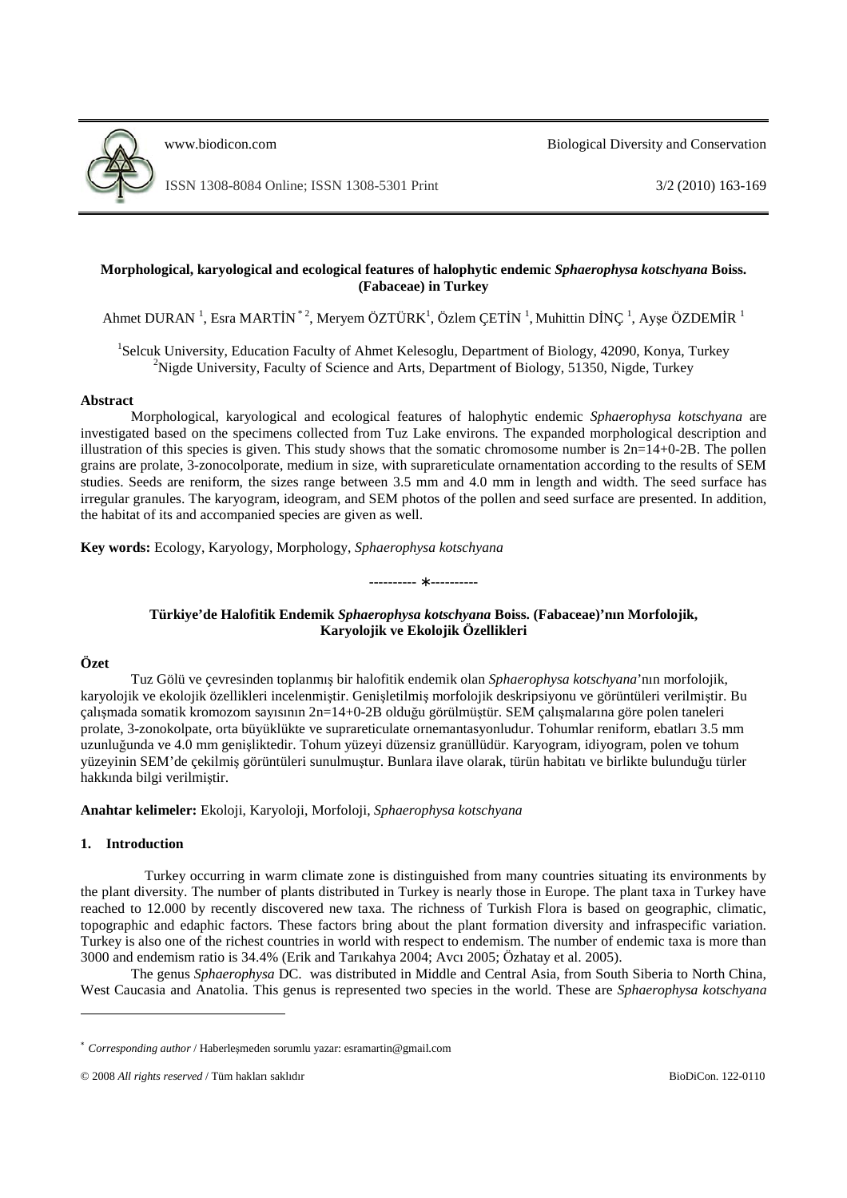# Morphological, karyological and ecological features of halophytic endemic *Sphaerophysa kotschyana* Boiss. (Fabaceae) in Turkey

Ahmet DURAN [1], Esra MARTİN [*2], Meryem ÖZTÜRK[1], Özlem ÇETİN [1], Muhittin DİNÇ [1], Ayşe ÖZDEMİR [1]

[1]Selcuk University, Education Faculty of Ahmet Kelesoglu, Department of Biology, 42090, Konya, Turkey
[2]Nigde University, Faculty of Science and Arts, Department of Biology, 51350, Nigde, Turkey

## Abstract

Morphological, karyological and ecological features of halophytic endemic *Sphaerophysa kotschyana* are investigated based on the specimens collected from Tuz Lake environs. The expanded morphological description and illustration of this species is given. This study shows that the somatic chromosome number is 2n=14+0-2B. The pollen grains are prolate, 3-zonocolporate, medium in size, with suprareticulate ornamentation according to the results of SEM studies. Seeds are reniform, the sizes range between 3.5 mm and 4.0 mm in length and width. The seed surface has irregular granules. The karyogram, ideogram, and SEM photos of the pollen and seed surface are presented. In addition, the habitat of its and accompanied species are given as well.

**Key words:** Ecology, Karyology, Morphology, *Sphaerophysa kotschyana*

---------- ∗----------

## Türkiye'de Halofitik Endemik *Sphaerophysa kotschyana* Boiss. (Fabaceae)'nın Morfolojik, Karyolojik ve Ekolojik Özellikleri

## Özet

Tuz Gölü ve çevresinden toplanmış bir halofitik endemik olan *Sphaerophysa kotschyana*'nın morfolojik, karyolojik ve ekolojik özellikleri incelenmiştir. Genişletilmiş morfolojik deskripsiyonu ve görüntüleri verilmiştir. Bu çalışmada somatik kromozom sayısının 2n=14+0-2B olduğu görülmüştür. SEM çalışmalarına göre polen taneleri prolate, 3-zonokolpate, orta büyüklükte ve suprareticulate ornemantasyonludur. Tohumlar reniform, ebatları 3.5 mm uzunluğunda ve 4.0 mm genişliktedir. Tohum yüzeyi düzensiz granüllüdür. Karyogram, idiyogram, polen ve tohum yüzeyinin SEM'de çekilmiş görüntüleri sunulmuştur. Bunlara ilave olarak, türün habitatı ve birlikte bulunduğu türler hakkında bilgi verilmiştir.

**Anahtar kelimeler:** Ekoloji, Karyoloji, Morfoloji, *Sphaerophysa kotschyana*

## 1. Introduction

Turkey occurring in warm climate zone is distinguished from many countries situating its environments by the plant diversity. The number of plants distributed in Turkey is nearly those in Europe. The plant taxa in Turkey have reached to 12.000 by recently discovered new taxa. The richness of Turkish Flora is based on geographic, climatic, topographic and edaphic factors. These factors bring about the plant formation diversity and infraspecific variation. Turkey is also one of the richest countries in world with respect to endemism. The number of endemic taxa is more than 3000 and endemism ratio is 34.4% (Erik and Tarıkahya 2004; Avcı 2005; Özhatay et al. 2005).

The genus *Sphaerophysa* DC. was distributed in Middle and Central Asia, from South Siberia to North China, West Caucasia and Anatolia. This genus is represented two species in the world. These are *Sphaerophysa kotschyana*

[*] *Corresponding author* / Haberleşmeden sorumlu yazar: esramartin@gmail.com

© 2008 *All rights reserved* / Tüm hakları saklıdır BioDiCon. 122-0110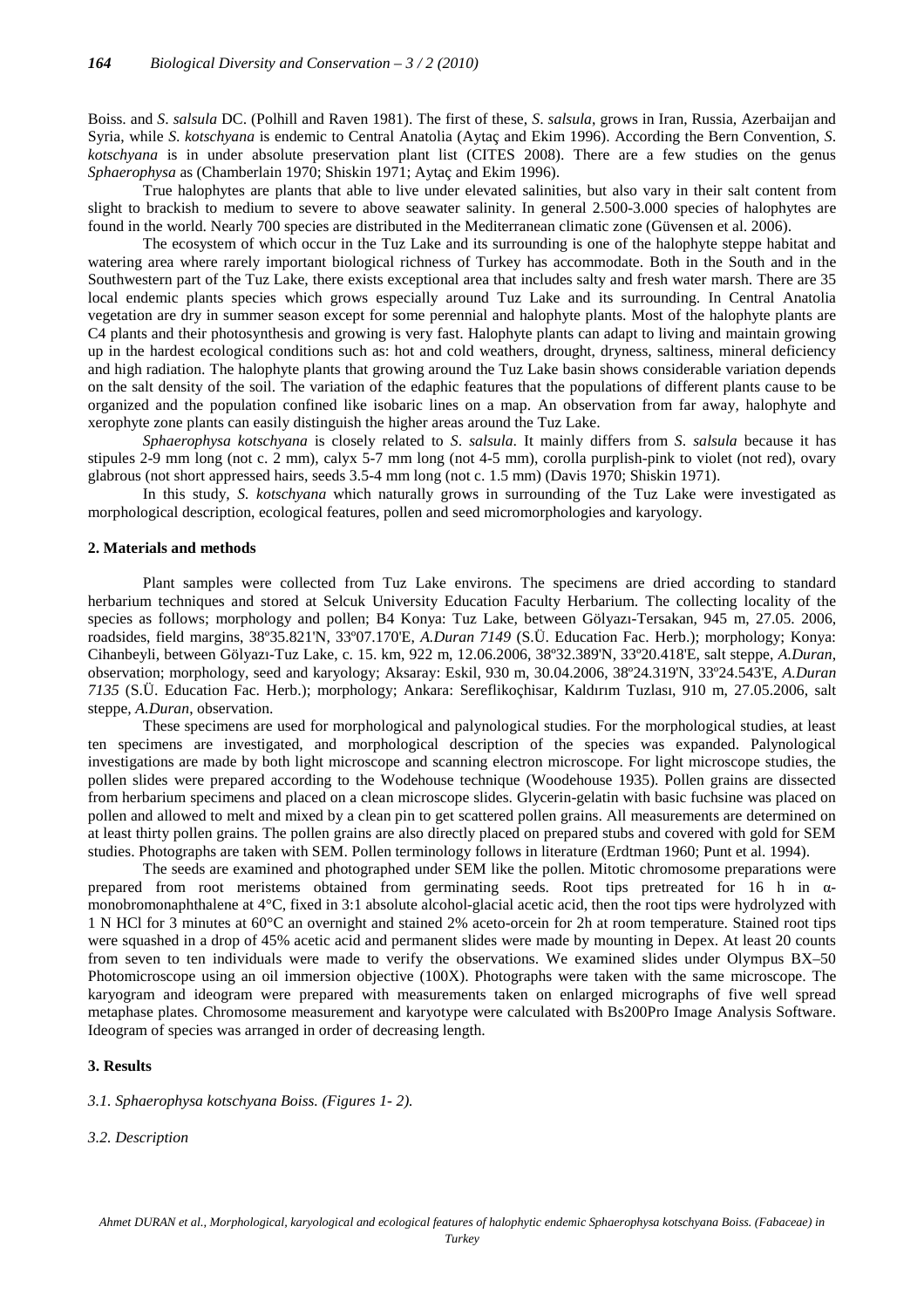Boiss. and *S. salsula* DC. (Polhill and Raven 1981). The first of these, *S. salsula*, grows in Iran, Russia, Azerbaijan and Syria, while *S. kotschyana* is endemic to Central Anatolia (Aytaç and Ekim 1996). According the Bern Convention, *S. kotschyana* is in under absolute preservation plant list (CITES 2008). There are a few studies on the genus *Sphaerophysa* as (Chamberlain 1970; Shiskin 1971; Aytaç and Ekim 1996).

True halophytes are plants that able to live under elevated salinities, but also vary in their salt content from slight to brackish to medium to severe to above seawater salinity. In general 2.500-3.000 species of halophytes are found in the world. Nearly 700 species are distributed in the Mediterranean climatic zone (Güvensen et al. 2006).

The ecosystem of which occur in the Tuz Lake and its surrounding is one of the halophyte steppe habitat and watering area where rarely important biological richness of Turkey has accommodate. Both in the South and in the Southwestern part of the Tuz Lake, there exists exceptional area that includes salty and fresh water marsh. There are 35 local endemic plants species which grows especially around Tuz Lake and its surrounding. In Central Anatolia vegetation are dry in summer season except for some perennial and halophyte plants. Most of the halophyte plants are C4 plants and their photosynthesis and growing is very fast. Halophyte plants can adapt to living and maintain growing up in the hardest ecological conditions such as: hot and cold weathers, drought, dryness, saltiness, mineral deficiency and high radiation. The halophyte plants that growing around the Tuz Lake basin shows considerable variation depends on the salt density of the soil. The variation of the edaphic features that the populations of different plants cause to be organized and the population confined like isobaric lines on a map. An observation from far away, halophyte and xerophyte zone plants can easily distinguish the higher areas around the Tuz Lake.

*Sphaerophysa kotschyana* is closely related to *S. salsula*. It mainly differs from *S. salsula* because it has stipules 2-9 mm long (not c. 2 mm), calyx 5-7 mm long (not 4-5 mm), corolla purplish-pink to violet (not red), ovary glabrous (not short appressed hairs, seeds 3.5-4 mm long (not c. 1.5 mm) (Davis 1970; Shiskin 1971).

In this study, *S. kotschyana* which naturally grows in surrounding of the Tuz Lake were investigated as morphological description, ecological features, pollen and seed micromorphologies and karyology.

## 2. Materials and methods

Plant samples were collected from Tuz Lake environs. The specimens are dried according to standard herbarium techniques and stored at Selcuk University Education Faculty Herbarium. The collecting locality of the species as follows; morphology and pollen; B4 Konya: Tuz Lake, between Gölyazı-Tersakan, 945 m, 27.05. 2006, roadsides, field margins, 38º35.821'N, 33º07.170'E, *A.Duran 7149* (S.Ü. Education Fac. Herb.); morphology; Konya: Cihanbeyli, between Gölyazı-Tuz Lake, c. 15. km, 922 m, 12.06.2006, 38º32.389'N, 33º20.418'E, salt steppe, *A.Duran*, observation; morphology, seed and karyology; Aksaray: Eskil, 930 m, 30.04.2006, 38º24.319'N, 33º24.543'E, *A.Duran 7135* (S.Ü. Education Fac. Herb.); morphology; Ankara: Sereflikoçhisar, Kaldırım Tuzlası, 910 m, 27.05.2006, salt steppe, *A.Duran*, observation.

These specimens are used for morphological and palynological studies. For the morphological studies, at least ten specimens are investigated, and morphological description of the species was expanded. Palynological investigations are made by both light microscope and scanning electron microscope. For light microscope studies, the pollen slides were prepared according to the Wodehouse technique (Woodehouse 1935). Pollen grains are dissected from herbarium specimens and placed on a clean microscope slides. Glycerin-gelatin with basic fuchsine was placed on pollen and allowed to melt and mixed by a clean pin to get scattered pollen grains. All measurements are determined on at least thirty pollen grains. The pollen grains are also directly placed on prepared stubs and covered with gold for SEM studies. Photographs are taken with SEM. Pollen terminology follows in literature (Erdtman 1960; Punt et al. 1994).

The seeds are examined and photographed under SEM like the pollen. Mitotic chromosome preparations were prepared from root meristems obtained from germinating seeds. Root tips pretreated for 16 h in α-monobromonaphthalene at 4°C, fixed in 3:1 absolute alcohol-glacial acetic acid, then the root tips were hydrolyzed with 1 N HCl for 3 minutes at 60°C an overnight and stained 2% aceto-orcein for 2h at room temperature. Stained root tips were squashed in a drop of 45% acetic acid and permanent slides were made by mounting in Depex. At least 20 counts from seven to ten individuals were made to verify the observations. We examined slides under Olympus BX–50 Photomicroscope using an oil immersion objective (100X). Photographs were taken with the same microscope. The karyogram and ideogram were prepared with measurements taken on enlarged micrographs of five well spread metaphase plates. Chromosome measurement and karyotype were calculated with Bs200Pro Image Analysis Software. Ideogram of species was arranged in order of decreasing length.

## 3. Results

### *3.1. Sphaerophysa kotschyana Boiss. (Figures 1- 2).*

### *3.2. Description*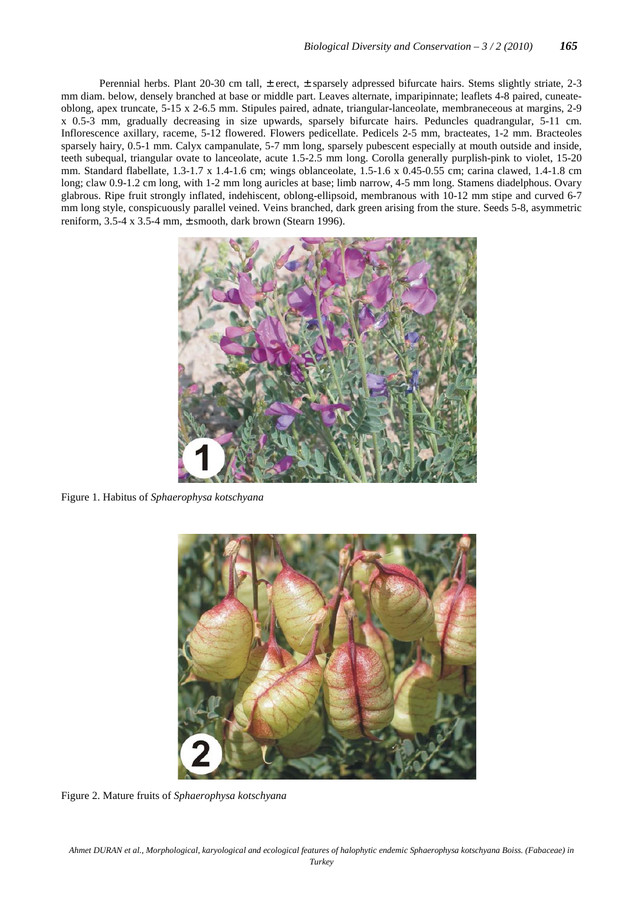Perennial herbs. Plant 20-30 cm tall, ± erect, ± sparsely adpressed bifurcate hairs. Stems slightly striate, 2-3 mm diam. below, densely branched at base or middle part. Leaves alternate, imparipinnate; leaflets 4-8 paired, cuneate-oblong, apex truncate, 5-15 x 2-6.5 mm. Stipules paired, adnate, triangular-lanceolate, membraneceous at margins, 2-9 x 0.5-3 mm, gradually decreasing in size upwards, sparsely bifurcate hairs. Peduncles quadrangular, 5-11 cm. Inflorescence axillary, raceme, 5-12 flowered. Flowers pedicellate. Pedicels 2-5 mm, bracteates, 1-2 mm. Bracteoles sparsely hairy, 0.5-1 mm. Calyx campanulate, 5-7 mm long, sparsely pubescent especially at mouth outside and inside, teeth subequal, triangular ovate to lanceolate, acute 1.5-2.5 mm long. Corolla generally purplish-pink to violet, 15-20 mm. Standard flabellate, 1.3-1.7 x 1.4-1.6 cm; wings oblanceolate, 1.5-1.6 x 0.45-0.55 cm; carina clawed, 1.4-1.8 cm long; claw 0.9-1.2 cm long, with 1-2 mm long auricles at base; limb narrow, 4-5 mm long. Stamens diadelphous. Ovary glabrous. Ripe fruit strongly inflated, indehiscent, oblong-ellipsoid, membranous with 10-12 mm stipe and curved 6-7 mm long style, conspicuously parallel veined. Veins branched, dark green arising from the sture. Seeds 5-8, asymmetric reniform, 3.5-4 x 3.5-4 mm, ± smooth, dark brown (Stearn 1996).

Figure 1. Habitus of *Sphaerophysa kotschyana*

Figure 2. Mature fruits of *Sphaerophysa kotschyana*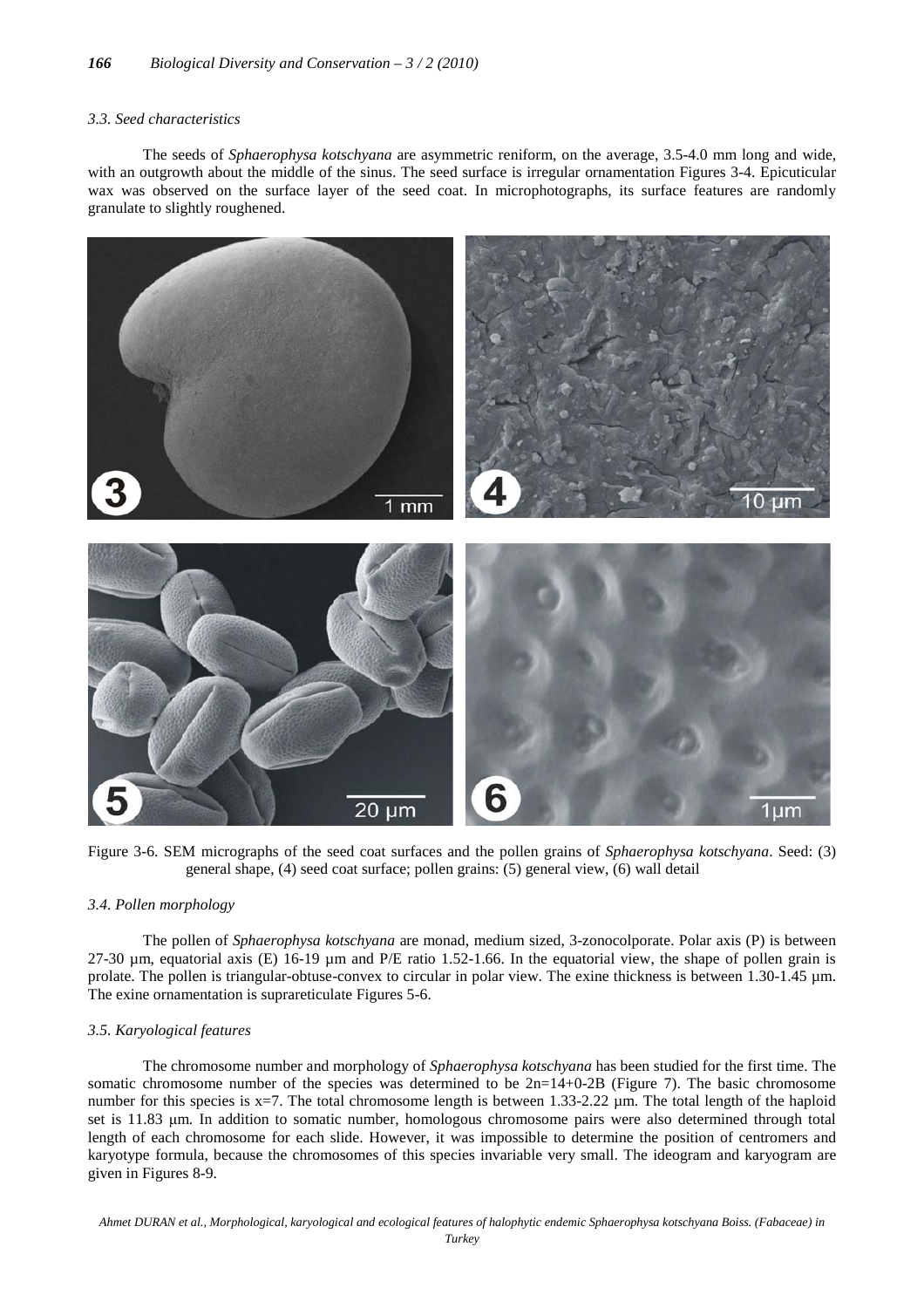### 3.3. Seed characteristics

The seeds of *Sphaerophysa kotschyana* are asymmetric reniform, on the average, 3.5-4.0 mm long and wide, with an outgrowth about the middle of the sinus. The seed surface is irregular ornamentation Figures 3-4. Epicuticular wax was observed on the surface layer of the seed coat. In microphotographs, its surface features are randomly granulate to slightly roughened.

Figure 3-6. SEM micrographs of the seed coat surfaces and the pollen grains of *Sphaerophysa kotschyana*. Seed: (3) general shape, (4) seed coat surface; pollen grains: (5) general view, (6) wall detail

### 3.4. Pollen morphology

The pollen of *Sphaerophysa kotschyana* are monad, medium sized, 3-zonocolporate. Polar axis (P) is between 27-30 µm, equatorial axis (E) 16-19 µm and P/E ratio 1.52-1.66. In the equatorial view, the shape of pollen grain is prolate. The pollen is triangular-obtuse-convex to circular in polar view. The exine thickness is between 1.30-1.45 µm. The exine ornamentation is suprareticulate Figures 5-6.

### 3.5. Karyological features

The chromosome number and morphology of *Sphaerophysa kotschyana* has been studied for the first time. The somatic chromosome number of the species was determined to be 2n=14+0-2B (Figure 7). The basic chromosome number for this species is x=7. The total chromosome length is between 1.33-2.22 µm. The total length of the haploid set is 11.83 µm. In addition to somatic number, homologous chromosome pairs were also determined through total length of each chromosome for each slide. However, it was impossible to determine the position of centromers and karyotype formula, because the chromosomes of this species invariable very small. The ideogram and karyogram are given in Figures 8-9.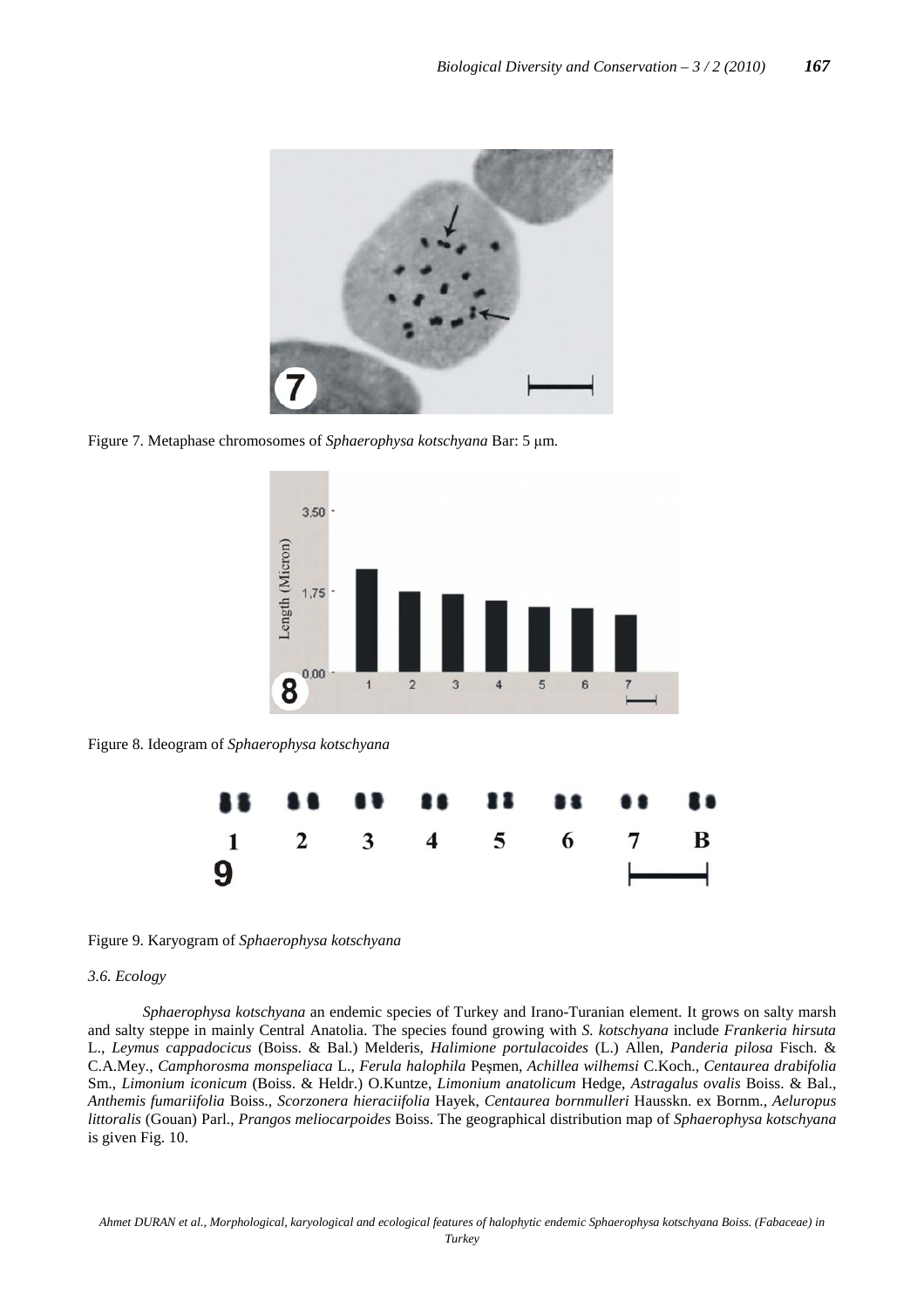Figure 7. Metaphase chromosomes of *Sphaerophysa kotschyana* Bar: 5 µm.

Figure 8. Ideogram of *Sphaerophysa kotschyana*

Figure 9. Karyogram of *Sphaerophysa kotschyana*

### *3.6. Ecology*

*Sphaerophysa kotschyana* an endemic species of Turkey and Irano-Turanian element. It grows on salty marsh and salty steppe in mainly Central Anatolia. The species found growing with *S. kotschyana* include *Frankeria hirsuta* L., *Leymus cappadocicus* (Boiss. & Bal.) Melderis, *Halimione portulacoides* (L.) Allen, *Panderia pilosa* Fisch. & C.A.Mey., *Camphorosma monspeliaca* L., *Ferula halophila* Peşmen, *Achillea wilhemsi* C.Koch., *Centaurea drabifolia* Sm., *Limonium iconicum* (Boiss. & Heldr.) O.Kuntze, *Limonium anatolicum* Hedge, *Astragalus ovalis* Boiss. & Bal., *Anthemis fumariifolia* Boiss., *Scorzonera hieraciifolia* Hayek, *Centaurea bornmulleri* Hausskn. ex Bornm., *Aeluropus littoralis* (Gouan) Parl., *Prangos meliocarpoides* Boiss. The geographical distribution map of *Sphaerophysa kotschyana* is given Fig. 10.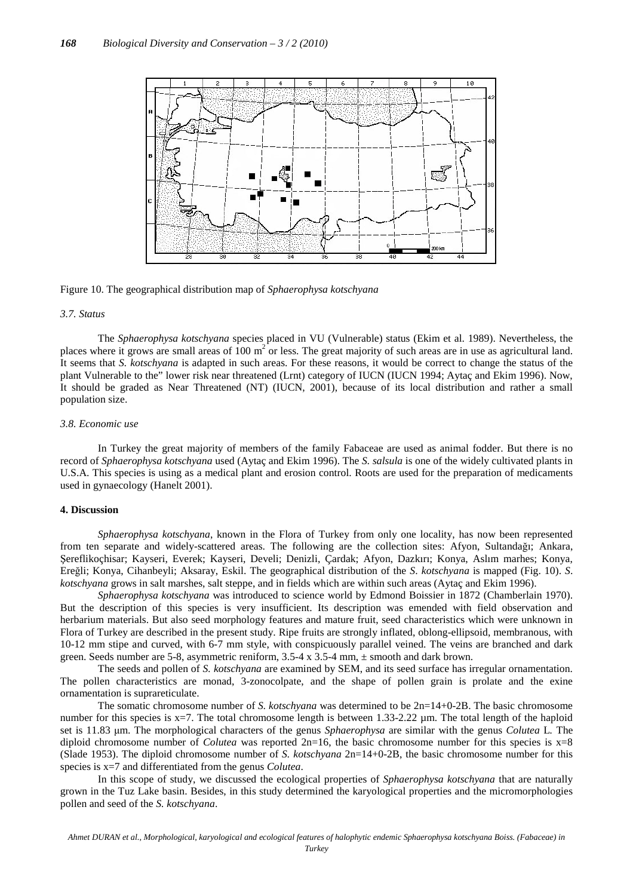Figure 10. The geographical distribution map of *Sphaerophysa kotschyana*

### 3.7. Status

The *Sphaerophysa kotschyana* species placed in VU (Vulnerable) status (Ekim et al. 1989). Nevertheless, the places where it grows are small areas of 100 $m^2$ or less. The great majority of such areas are in use as agricultural land. It seems that *S. kotschyana* is adapted in such areas. For these reasons, it would be correct to change the status of the plant Vulnerable to the" lower risk near threatened (Lrnt) category of IUCN (IUCN 1994; Aytaç and Ekim 1996). Now, It should be graded as Near Threatened (NT) (IUCN, 2001), because of its local distribution and rather a small population size.

### 3.8. Economic use

In Turkey the great majority of members of the family Fabaceae are used as animal fodder. But there is no record of *Sphaerophysa kotschyana* used (Aytaç and Ekim 1996). The *S. salsula* is one of the widely cultivated plants in U.S.A. This species is using as a medical plant and erosion control. Roots are used for the preparation of medicaments used in gynaecology (Hanelt 2001).

## 4. Discussion

*Sphaerophysa kotschyana*, known in the Flora of Turkey from only one locality, has now been represented from ten separate and widely-scattered areas. The following are the collection sites: Afyon, Sultandağı; Ankara, Şereflikoçhisar; Kayseri, Everek; Kayseri, Develi; Denizli, Çardak; Afyon, Dazkırı; Konya, Aslım marhes; Konya, Ereğli; Konya, Cihanbeyli; Aksaray, Eskil. The geographical distribution of the *S. kotschyana* is mapped (Fig. 10). *S. kotschyana* grows in salt marshes, salt steppe, and in fields which are within such areas (Aytaç and Ekim 1996).

*Sphaerophysa kotschyana* was introduced to science world by Edmond Boissier in 1872 (Chamberlain 1970). But the description of this species is very insufficient. Its description was emended with field observation and herbarium materials. But also seed morphology features and mature fruit, seed characteristics which were unknown in Flora of Turkey are described in the present study. Ripe fruits are strongly inflated, oblong-ellipsoid, membranous, with 10-12 mm stipe and curved, with 6-7 mm style, with conspicuously parallel veined. The veins are branched and dark green. Seeds number are 5-8, asymmetric reniform, 3.5-4 x 3.5-4 mm, ± smooth and dark brown.

The seeds and pollen of *S. kotschyana* are examined by SEM, and its seed surface has irregular ornamentation. The pollen characteristics are monad, 3-zonocolpate, and the shape of pollen grain is prolate and the exine ornamentation is suprareticulate.

The somatic chromosome number of *S. kotschyana* was determined to be 2n=14+0-2B. The basic chromosome number for this species is x=7. The total chromosome length is between 1.33-2.22 µm. The total length of the haploid set is 11.83 µm. The morphological characters of the genus *Sphaerophysa* are similar with the genus *Colutea* L. The diploid chromosome number of *Colutea* was reported 2n=16, the basic chromosome number for this species is x=8 (Slade 1953). The diploid chromosome number of *S. kotschyana* 2n=14+0-2B, the basic chromosome number for this species is x=7 and differentiated from the genus *Colutea*.

In this scope of study, we discussed the ecological properties of *Sphaerophysa kotschyana* that are naturally grown in the Tuz Lake basin. Besides, in this study determined the karyological properties and the micromorphologies pollen and seed of the *S. kotschyana*.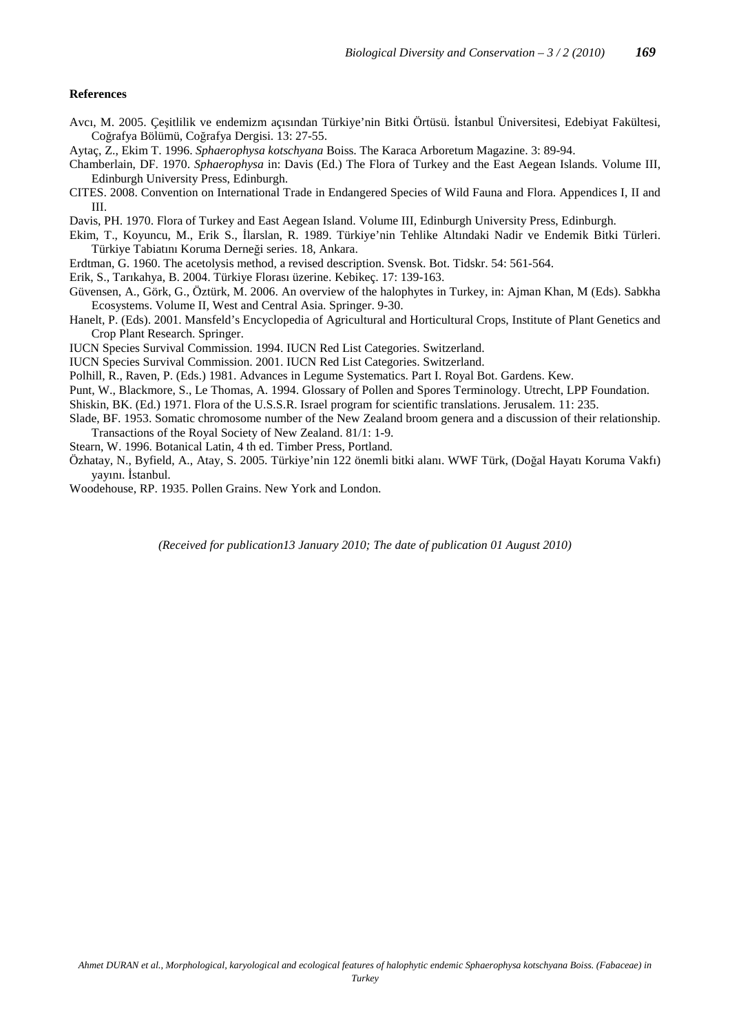**References**

Avcı, M. 2005. Çeşitlilik ve endemizm açısından Türkiye'nin Bitki Örtüsü. İstanbul Üniversitesi, Edebiyat Fakültesi, Coğrafya Bölümü, Coğrafya Dergisi. 13: 27-55.

Aytaç, Z., Ekim T. 1996. *Sphaerophysa kotschyana* Boiss. The Karaca Arboretum Magazine. 3: 89-94.

Chamberlain, DF. 1970. *Sphaerophysa* in: Davis (Ed.) The Flora of Turkey and the East Aegean Islands. Volume III, Edinburgh University Press, Edinburgh.

CITES. 2008. Convention on International Trade in Endangered Species of Wild Fauna and Flora. Appendices I, II and III.

Davis, PH. 1970. Flora of Turkey and East Aegean Island. Volume III, Edinburgh University Press, Edinburgh.

Ekim, T., Koyuncu, M., Erik S., İlarslan, R. 1989. Türkiye'nin Tehlike Altındaki Nadir ve Endemik Bitki Türleri. Türkiye Tabiatını Koruma Derneği series. 18, Ankara.

Erdtman, G. 1960. The acetolysis method, a revised description. Svensk. Bot. Tidskr. 54: 561-564.

Erik, S., Tarıkahya, B. 2004. Türkiye Florası üzerine. Kebikeç. 17: 139-163.

Güvensen, A., Görk, G., Öztürk, M. 2006. An overview of the halophytes in Turkey, in: Ajman Khan, M (Eds). Sabkha Ecosystems. Volume II, West and Central Asia. Springer. 9-30.

Hanelt, P. (Eds). 2001. Mansfeld's Encyclopedia of Agricultural and Horticultural Crops, Institute of Plant Genetics and Crop Plant Research. Springer.

IUCN Species Survival Commission. 1994. IUCN Red List Categories. Switzerland.

IUCN Species Survival Commission. 2001. IUCN Red List Categories. Switzerland.

Polhill, R., Raven, P. (Eds.) 1981. Advances in Legume Systematics. Part I. Royal Bot. Gardens. Kew.

Punt, W., Blackmore, S., Le Thomas, A. 1994. Glossary of Pollen and Spores Terminology. Utrecht, LPP Foundation.

Shiskin, BK. (Ed.) 1971. Flora of the U.S.S.R. Israel program for scientific translations. Jerusalem. 11: 235.

Slade, BF. 1953. Somatic chromosome number of the New Zealand broom genera and a discussion of their relationship. Transactions of the Royal Society of New Zealand. 81/1: 1-9.

Stearn, W. 1996. Botanical Latin, 4 th ed. Timber Press, Portland.

Özhatay, N., Byfield, A., Atay, S. 2005. Türkiye'nin 122 önemli bitki alanı. WWF Türk, (Doğal Hayatı Koruma Vakfı) yayını. İstanbul.

Woodehouse, RP. 1935. Pollen Grains. New York and London.

*(Received for publication13 January 2010; The date of publication 01 August 2010)*